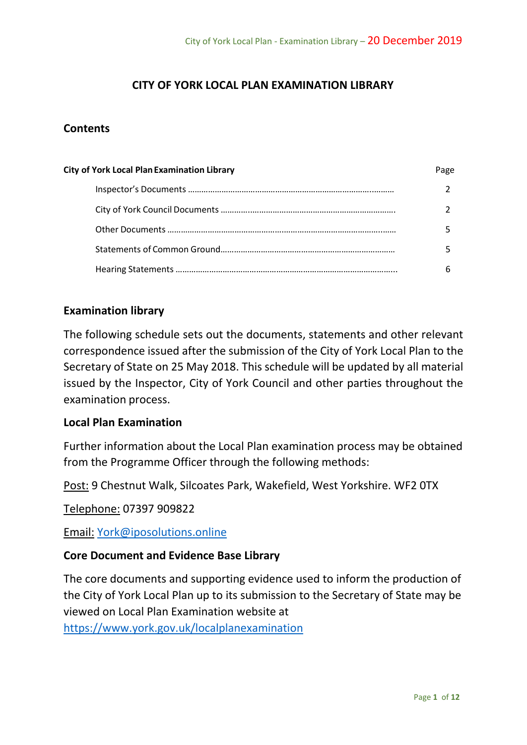# CITY OF YORK LOCAL PLAN EXAMINATION LIBRARY

## Contents

| City of York Local Plan Examination Library | Page |
|---|---|
| Inspector's Documents | 2 |
| City of York Council Documents | 2 |
| Other Documents | 5 |
| Statements of Common Ground | 5 |
| Hearing Statements | 6 |

## Examination library

The following schedule sets out the documents, statements and other relevant correspondence issued after the submission of the City of York Local Plan to the Secretary of State on 25 May 2018. This schedule will be updated by all material issued by the Inspector, City of York Council and other parties throughout the examination process.

### Local Plan Examination

Further information about the Local Plan examination process may be obtained from the Programme Officer through the following methods:

Post: 9 Chestnut Walk, Silcoates Park, Wakefield, West Yorkshire. WF2 0TX

Telephone: 07397 909822

Email: York@iposolutions.online

### Core Document and Evidence Base Library

The core documents and supporting evidence used to inform the production of the City of York Local Plan up to its submission to the Secretary of State may be viewed on Local Plan Examination website at https://www.york.gov.uk/localplanexamination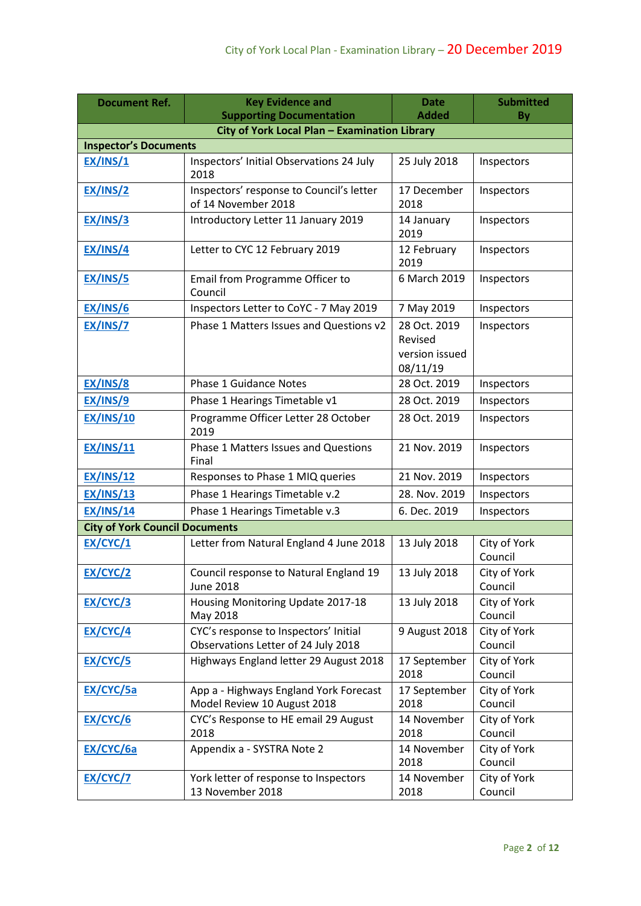| Document Ref. | Key Evidence and Supporting Documentation | Date Added | Submitted By |
|---|---|---|---|
| **City of York Local Plan – Examination Library** | | | |
| **Inspector's Documents** | | | |
| **EX/INS/1** | Inspectors' Initial Observations 24 July 2018 | 25 July 2018 | Inspectors |
| **EX/INS/2** | Inspectors' response to Council's letter of 14 November 2018 | 17 December 2018 | Inspectors |
| **EX/INS/3** | Introductory Letter 11 January 2019 | 14 January 2019 | Inspectors |
| **EX/INS/4** | Letter to CYC 12 February 2019 | 12 February 2019 | Inspectors |
| **EX/INS/5** | Email from Programme Officer to Council | 6 March 2019 | Inspectors |
| **EX/INS/6** | Inspectors Letter to CoYC - 7 May 2019 | 7 May 2019 | Inspectors |
| **EX/INS/7** | Phase 1 Matters Issues and Questions v2 | 28 Oct. 2019 Revised version issued 08/11/19 | Inspectors |
| **EX/INS/8** | Phase 1 Guidance Notes | 28 Oct. 2019 | Inspectors |
| **EX/INS/9** | Phase 1 Hearings Timetable v1 | 28 Oct. 2019 | Inspectors |
| **EX/INS/10** | Programme Officer Letter 28 October 2019 | 28 Oct. 2019 | Inspectors |
| **EX/INS/11** | Phase 1 Matters Issues and Questions Final | 21 Nov. 2019 | Inspectors |
| **EX/INS/12** | Responses to Phase 1 MIQ queries | 21 Nov. 2019 | Inspectors |
| **EX/INS/13** | Phase 1 Hearings Timetable v.2 | 28. Nov. 2019 | Inspectors |
| **EX/INS/14** | Phase 1 Hearings Timetable v.3 | 6. Dec. 2019 | Inspectors |
| **City of York Council Documents** | | | |
| **EX/CYC/1** | Letter from Natural England 4 June 2018 | 13 July 2018 | City of York Council |
| **EX/CYC/2** | Council response to Natural England 19 June 2018 | 13 July 2018 | City of York Council |
| **EX/CYC/3** | Housing Monitoring Update 2017-18 May 2018 | 13 July 2018 | City of York Council |
| **EX/CYC/4** | CYC's response to Inspectors' Initial Observations Letter of 24 July 2018 | 9 August 2018 | City of York Council |
| **EX/CYC/5** | Highways England letter 29 August 2018 | 17 September 2018 | City of York Council |
| **EX/CYC/5a** | App a - Highways England York Forecast Model Review 10 August 2018 | 17 September 2018 | City of York Council |
| **EX/CYC/6** | CYC's Response to HE email 29 August 2018 | 14 November 2018 | City of York Council |
| **EX/CYC/6a** | Appendix a - SYSTRA Note 2 | 14 November 2018 | City of York Council |
| **EX/CYC/7** | York letter of response to Inspectors 13 November 2018 | 14 November 2018 | City of York Council |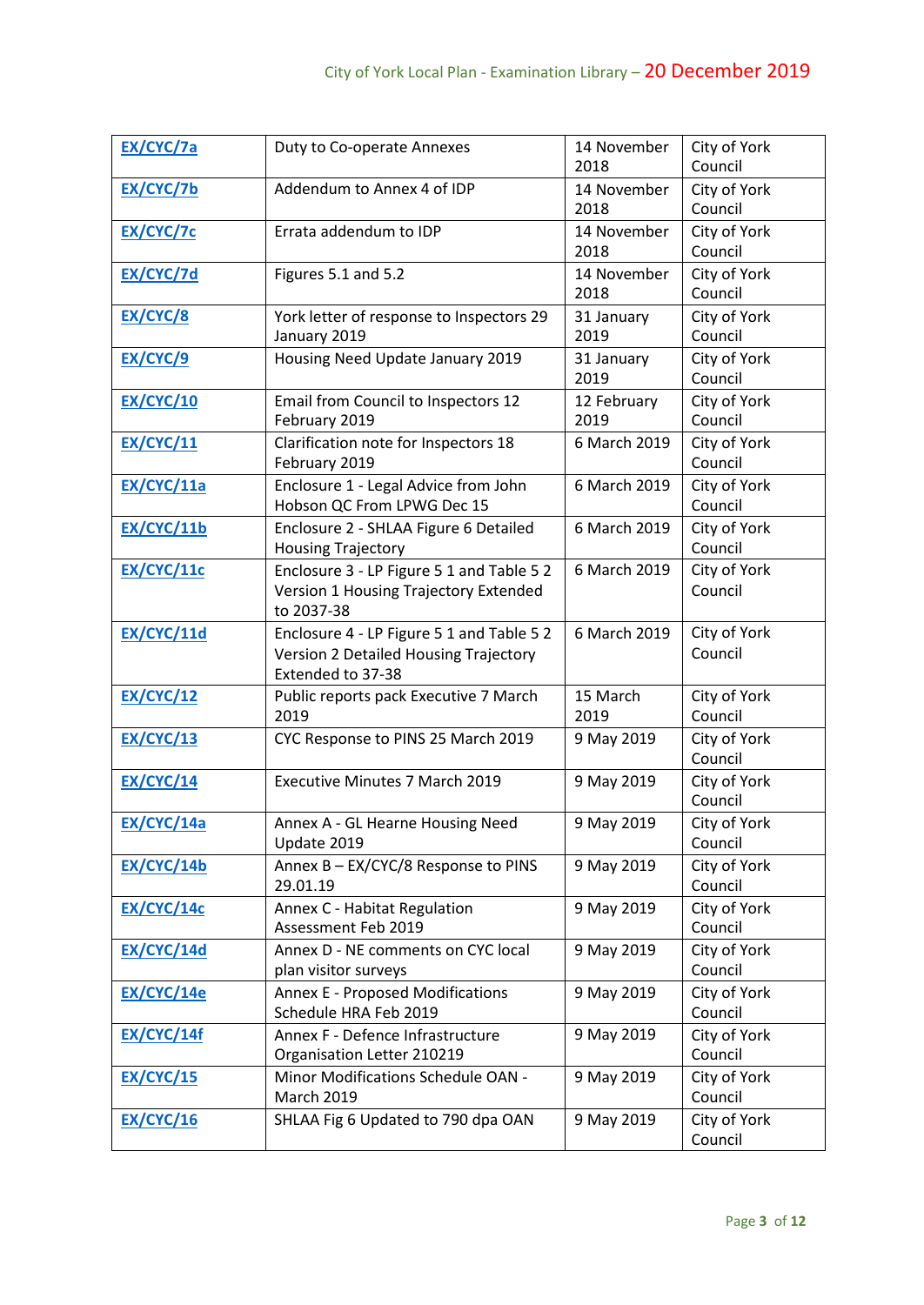| EX/CYC/7a | Duty to Co-operate Annexes | 14 November 2018 | City of York Council |
|---|---|---|---|
| EX/CYC/7b | Addendum to Annex 4 of IDP | 14 November 2018 | City of York Council |
| EX/CYC/7c | Errata addendum to IDP | 14 November 2018 | City of York Council |
| EX/CYC/7d | Figures 5.1 and 5.2 | 14 November 2018 | City of York Council |
| EX/CYC/8 | York letter of response to Inspectors 29 January 2019 | 31 January 2019 | City of York Council |
| EX/CYC/9 | Housing Need Update January 2019 | 31 January 2019 | City of York Council |
| EX/CYC/10 | Email from Council to Inspectors 12 February 2019 | 12 February 2019 | City of York Council |
| EX/CYC/11 | Clarification note for Inspectors 18 February 2019 | 6 March 2019 | City of York Council |
| EX/CYC/11a | Enclosure 1 - Legal Advice from John Hobson QC From LPWG Dec 15 | 6 March 2019 | City of York Council |
| EX/CYC/11b | Enclosure 2 - SHLAA Figure 6 Detailed Housing Trajectory | 6 March 2019 | City of York Council |
| EX/CYC/11c | Enclosure 3 - LP Figure 5 1 and Table 5 2 Version 1 Housing Trajectory Extended to 2037-38 | 6 March 2019 | City of York Council |
| EX/CYC/11d | Enclosure 4 - LP Figure 5 1 and Table 5 2 Version 2 Detailed Housing Trajectory Extended to 37-38 | 6 March 2019 | City of York Council |
| EX/CYC/12 | Public reports pack Executive 7 March 2019 | 15 March 2019 | City of York Council |
| EX/CYC/13 | CYC Response to PINS 25 March 2019 | 9 May 2019 | City of York Council |
| EX/CYC/14 | Executive Minutes 7 March 2019 | 9 May 2019 | City of York Council |
| EX/CYC/14a | Annex A - GL Hearne Housing Need Update 2019 | 9 May 2019 | City of York Council |
| EX/CYC/14b | Annex B – EX/CYC/8 Response to PINS 29.01.19 | 9 May 2019 | City of York Council |
| EX/CYC/14c | Annex C - Habitat Regulation Assessment Feb 2019 | 9 May 2019 | City of York Council |
| EX/CYC/14d | Annex D - NE comments on CYC local plan visitor surveys | 9 May 2019 | City of York Council |
| EX/CYC/14e | Annex E - Proposed Modifications Schedule HRA Feb 2019 | 9 May 2019 | City of York Council |
| EX/CYC/14f | Annex F - Defence Infrastructure Organisation Letter 210219 | 9 May 2019 | City of York Council |
| EX/CYC/15 | Minor Modifications Schedule OAN - March 2019 | 9 May 2019 | City of York Council |
| EX/CYC/16 | SHLAA Fig 6 Updated to 790 dpa OAN | 9 May 2019 | City of York Council |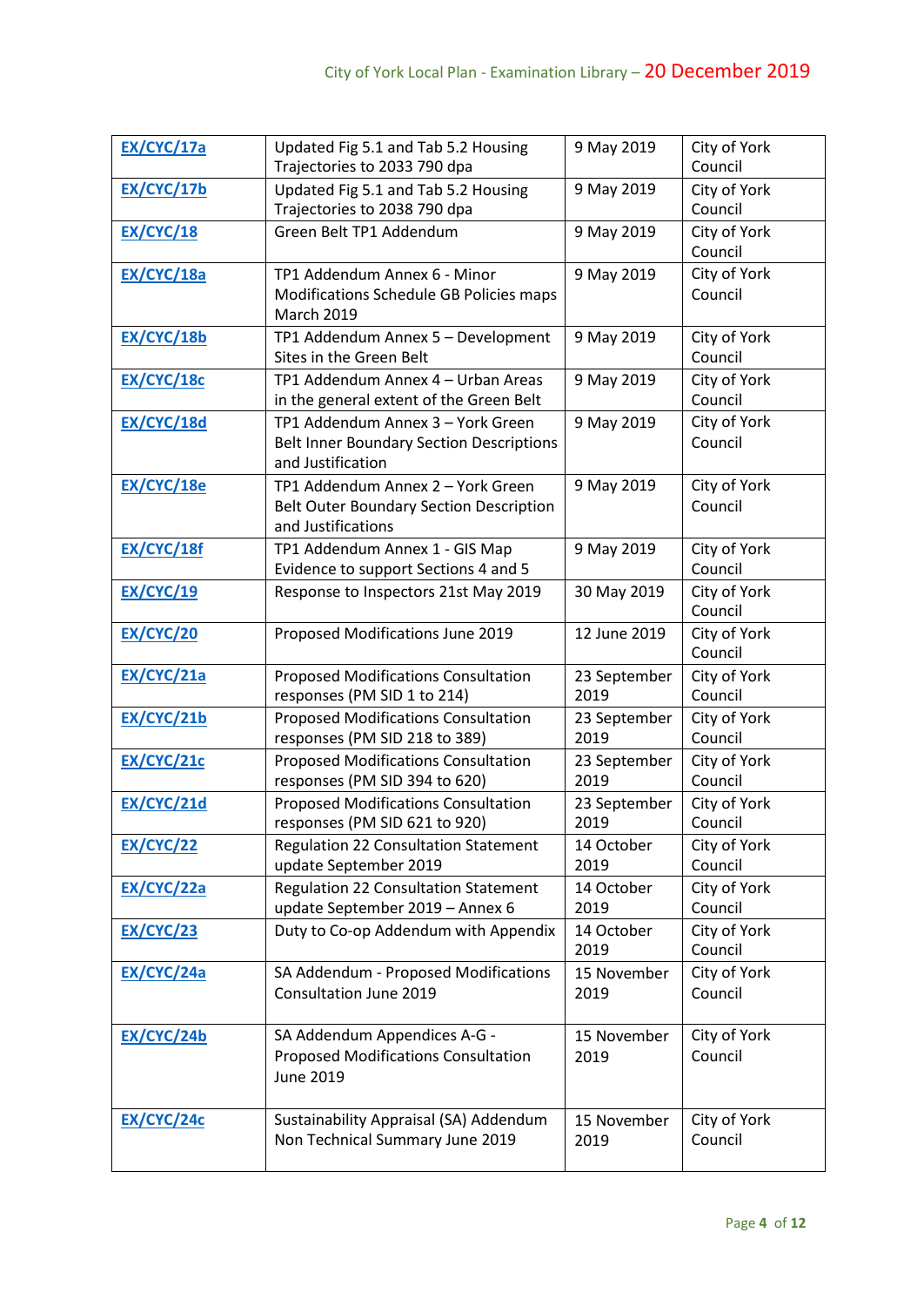| EX/CYC/17a | Updated Fig 5.1 and Tab 5.2 Housing Trajectories to 2033 790 dpa | 9 May 2019 | City of York Council |
|---|---|---|---|
| EX/CYC/17b | Updated Fig 5.1 and Tab 5.2 Housing Trajectories to 2038 790 dpa | 9 May 2019 | City of York Council |
| EX/CYC/18 | Green Belt TP1 Addendum | 9 May 2019 | City of York Council |
| EX/CYC/18a | TP1 Addendum Annex 6 - Minor Modifications Schedule GB Policies maps March 2019 | 9 May 2019 | City of York Council |
| EX/CYC/18b | TP1 Addendum Annex 5 – Development Sites in the Green Belt | 9 May 2019 | City of York Council |
| EX/CYC/18c | TP1 Addendum Annex 4 – Urban Areas in the general extent of the Green Belt | 9 May 2019 | City of York Council |
| EX/CYC/18d | TP1 Addendum Annex 3 – York Green Belt Inner Boundary Section Descriptions and Justification | 9 May 2019 | City of York Council |
| EX/CYC/18e | TP1 Addendum Annex 2 – York Green Belt Outer Boundary Section Description and Justifications | 9 May 2019 | City of York Council |
| EX/CYC/18f | TP1 Addendum Annex 1 - GIS Map Evidence to support Sections 4 and 5 | 9 May 2019 | City of York Council |
| EX/CYC/19 | Response to Inspectors 21st May 2019 | 30 May 2019 | City of York Council |
| EX/CYC/20 | Proposed Modifications June 2019 | 12 June 2019 | City of York Council |
| EX/CYC/21a | Proposed Modifications Consultation responses (PM SID 1 to 214) | 23 September 2019 | City of York Council |
| EX/CYC/21b | Proposed Modifications Consultation responses (PM SID 218 to 389) | 23 September 2019 | City of York Council |
| EX/CYC/21c | Proposed Modifications Consultation responses (PM SID 394 to 620) | 23 September 2019 | City of York Council |
| EX/CYC/21d | Proposed Modifications Consultation responses (PM SID 621 to 920) | 23 September 2019 | City of York Council |
| EX/CYC/22 | Regulation 22 Consultation Statement update September 2019 | 14 October 2019 | City of York Council |
| EX/CYC/22a | Regulation 22 Consultation Statement update September 2019 – Annex 6 | 14 October 2019 | City of York Council |
| EX/CYC/23 | Duty to Co-op Addendum with Appendix | 14 October 2019 | City of York Council |
| EX/CYC/24a | SA Addendum - Proposed Modifications Consultation June 2019 | 15 November 2019 | City of York Council |
| EX/CYC/24b | SA Addendum Appendices A-G - Proposed Modifications Consultation June 2019 | 15 November 2019 | City of York Council |
| EX/CYC/24c | Sustainability Appraisal (SA) Addendum Non Technical Summary June 2019 | 15 November 2019 | City of York Council |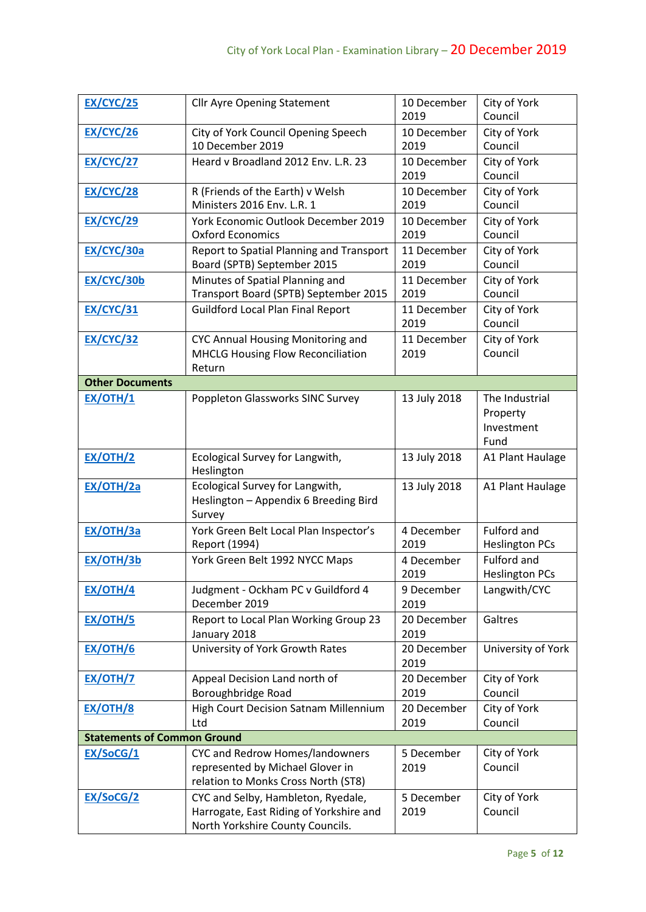| | | | |
|---|---|---|---|
| **EX/CYC/25** | Cllr Ayre Opening Statement | 10 December 2019 | City of York Council |
| **EX/CYC/26** | City of York Council Opening Speech 10 December 2019 | 10 December 2019 | City of York Council |
| **EX/CYC/27** | Heard v Broadland 2012 Env. L.R. 23 | 10 December 2019 | City of York Council |
| **EX/CYC/28** | R (Friends of the Earth) v Welsh Ministers 2016 Env. L.R. 1 | 10 December 2019 | City of York Council |
| **EX/CYC/29** | York Economic Outlook December 2019 Oxford Economics | 10 December 2019 | City of York Council |
| **EX/CYC/30a** | Report to Spatial Planning and Transport Board (SPTB) September 2015 | 11 December 2019 | City of York Council |
| **EX/CYC/30b** | Minutes of Spatial Planning and Transport Board (SPTB) September 2015 | 11 December 2019 | City of York Council |
| **EX/CYC/31** | Guildford Local Plan Final Report | 11 December 2019 | City of York Council |
| **EX/CYC/32** | CYC Annual Housing Monitoring and MHCLG Housing Flow Reconciliation Return | 11 December 2019 | City of York Council |
| **Other Documents** | | | |
| **EX/OTH/1** | Poppleton Glassworks SINC Survey | 13 July 2018 | The Industrial Property Investment Fund |
| **EX/OTH/2** | Ecological Survey for Langwith, Heslington | 13 July 2018 | A1 Plant Haulage |
| **EX/OTH/2a** | Ecological Survey for Langwith, Heslington – Appendix 6 Breeding Bird Survey | 13 July 2018 | A1 Plant Haulage |
| **EX/OTH/3a** | York Green Belt Local Plan Inspector's Report (1994) | 4 December 2019 | Fulford and Heslington PCs |
| **EX/OTH/3b** | York Green Belt 1992 NYCC Maps | 4 December 2019 | Fulford and Heslington PCs |
| **EX/OTH/4** | Judgment - Ockham PC v Guildford 4 December 2019 | 9 December 2019 | Langwith/CYC |
| **EX/OTH/5** | Report to Local Plan Working Group 23 January 2018 | 20 December 2019 | Galtres |
| **EX/OTH/6** | University of York Growth Rates | 20 December 2019 | University of York |
| **EX/OTH/7** | Appeal Decision Land north of Boroughbridge Road | 20 December 2019 | City of York Council |
| **EX/OTH/8** | High Court Decision Satnam Millennium Ltd | 20 December 2019 | City of York Council |
| **Statements of Common Ground** | | | |
| **EX/SoCG/1** | CYC and Redrow Homes/landowners represented by Michael Glover in relation to Monks Cross North (ST8) | 5 December 2019 | City of York Council |
| **EX/SoCG/2** | CYC and Selby, Hambleton, Ryedale, Harrogate, East Riding of Yorkshire and North Yorkshire County Councils. | 5 December 2019 | City of York Council |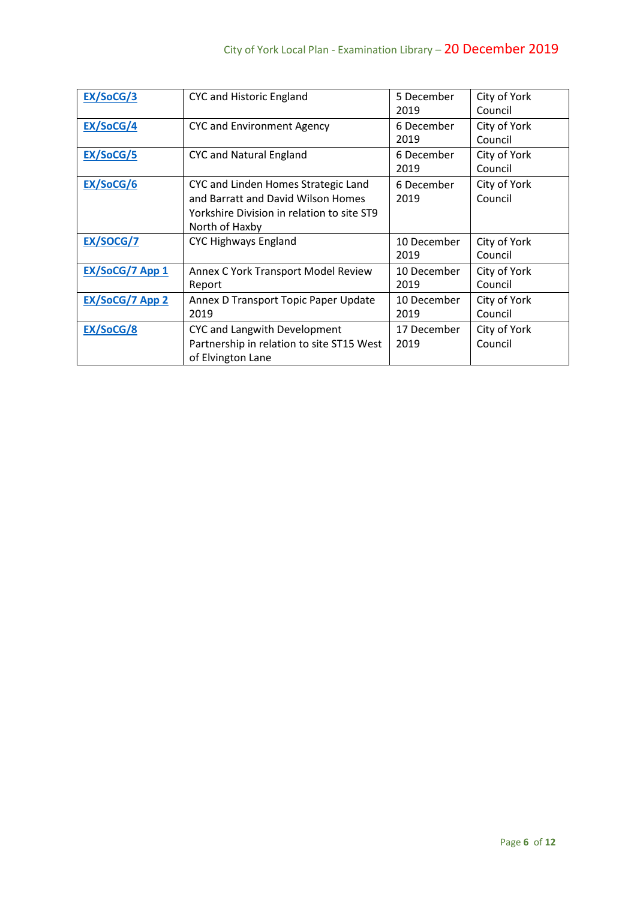| [EX/SoCG/3]() | CYC and Historic England | 5 December 2019 | City of York Council |
|---|---|---|---|
| [EX/SoCG/4]() | CYC and Environment Agency | 6 December 2019 | City of York Council |
| [EX/SoCG/5]() | CYC and Natural England | 6 December 2019 | City of York Council |
| [EX/SoCG/6]() | CYC and Linden Homes Strategic Land and Barratt and David Wilson Homes Yorkshire Division in relation to site ST9 North of Haxby | 6 December 2019 | City of York Council |
| [EX/SOCG/7]() | CYC Highways England | 10 December 2019 | City of York Council |
| [EX/SoCG/7 App 1]() | Annex C York Transport Model Review Report | 10 December 2019 | City of York Council |
| [EX/SoCG/7 App 2]() | Annex D Transport Topic Paper Update 2019 | 10 December 2019 | City of York Council |
| [EX/SoCG/8]() | CYC and Langwith Development Partnership in relation to site ST15 West of Elvington Lane | 17 December 2019 | City of York Council |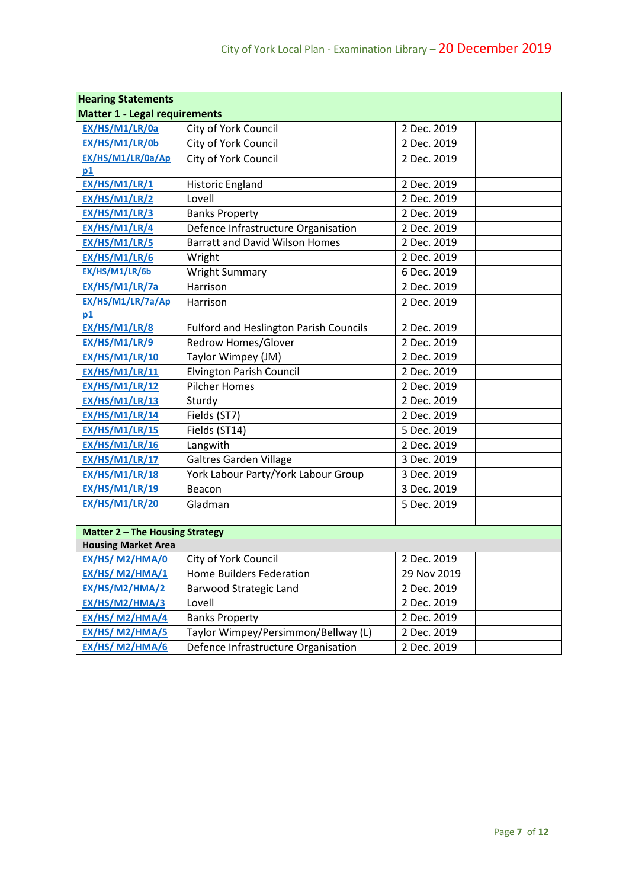| Hearing Statements | | | |
|---|---|---|---|
| **Matter 1 - Legal requirements** | | | |
| EX/HS/M1/LR/0a | City of York Council | 2 Dec. 2019 | |
| EX/HS/M1/LR/0b | City of York Council | 2 Dec. 2019 | |
| EX/HS/M1/LR/0a/App1 | City of York Council | 2 Dec. 2019 | |
| EX/HS/M1/LR/1 | Historic England | 2 Dec. 2019 | |
| EX/HS/M1/LR/2 | Lovell | 2 Dec. 2019 | |
| EX/HS/M1/LR/3 | Banks Property | 2 Dec. 2019 | |
| EX/HS/M1/LR/4 | Defence Infrastructure Organisation | 2 Dec. 2019 | |
| EX/HS/M1/LR/5 | Barratt and David Wilson Homes | 2 Dec. 2019 | |
| EX/HS/M1/LR/6 | Wright | 2 Dec. 2019 | |
| EX/HS/M1/LR/6b | Wright Summary | 6 Dec. 2019 | |
| EX/HS/M1/LR/7a | Harrison | 2 Dec. 2019 | |
| EX/HS/M1/LR/7a/App1 | Harrison | 2 Dec. 2019 | |
| EX/HS/M1/LR/8 | Fulford and Heslington Parish Councils | 2 Dec. 2019 | |
| EX/HS/M1/LR/9 | Redrow Homes/Glover | 2 Dec. 2019 | |
| EX/HS/M1/LR/10 | Taylor Wimpey (JM) | 2 Dec. 2019 | |
| EX/HS/M1/LR/11 | Elvington Parish Council | 2 Dec. 2019 | |
| EX/HS/M1/LR/12 | Pilcher Homes | 2 Dec. 2019 | |
| EX/HS/M1/LR/13 | Sturdy | 2 Dec. 2019 | |
| EX/HS/M1/LR/14 | Fields (ST7) | 2 Dec. 2019 | |
| EX/HS/M1/LR/15 | Fields (ST14) | 5 Dec. 2019 | |
| EX/HS/M1/LR/16 | Langwith | 2 Dec. 2019 | |
| EX/HS/M1/LR/17 | Galtres Garden Village | 3 Dec. 2019 | |
| EX/HS/M1/LR/18 | York Labour Party/York Labour Group | 3 Dec. 2019 | |
| EX/HS/M1/LR/19 | Beacon | 3 Dec. 2019 | |
| EX/HS/M1/LR/20 | Gladman | 5 Dec. 2019 | |
| **Matter 2 – The Housing Strategy** | | | |
| **Housing Market Area** | | | |
| EX/HS/ M2/HMA/0 | City of York Council | 2 Dec. 2019 | |
| EX/HS/ M2/HMA/1 | Home Builders Federation | 29 Nov 2019 | |
| EX/HS/M2/HMA/2 | Barwood Strategic Land | 2 Dec. 2019 | |
| EX/HS/M2/HMA/3 | Lovell | 2 Dec. 2019 | |
| EX/HS/ M2/HMA/4 | Banks Property | 2 Dec. 2019 | |
| EX/HS/ M2/HMA/5 | Taylor Wimpey/Persimmon/Bellway (L) | 2 Dec. 2019 | |
| EX/HS/ M2/HMA/6 | Defence Infrastructure Organisation | 2 Dec. 2019 | |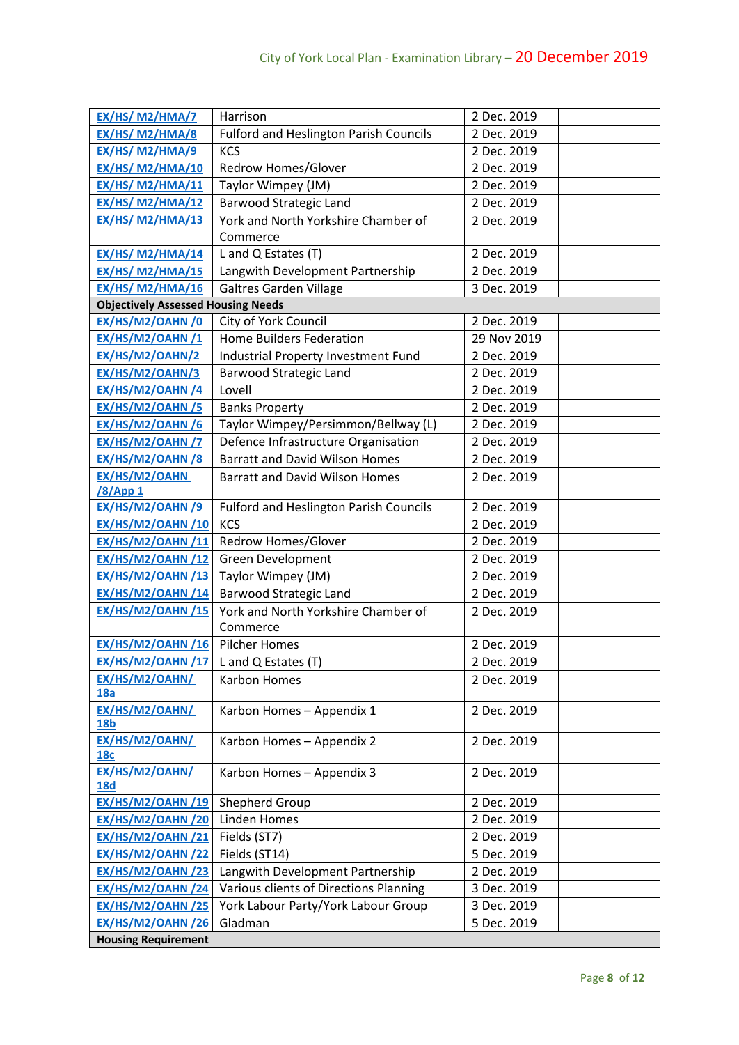| | | | |
|---|---|---|---|
| EX/HS/ M2/HMA/7 | Harrison | 2 Dec. 2019 | |
| EX/HS/ M2/HMA/8 | Fulford and Heslington Parish Councils | 2 Dec. 2019 | |
| EX/HS/ M2/HMA/9 | KCS | 2 Dec. 2019 | |
| EX/HS/ M2/HMA/10 | Redrow Homes/Glover | 2 Dec. 2019 | |
| EX/HS/ M2/HMA/11 | Taylor Wimpey (JM) | 2 Dec. 2019 | |
| EX/HS/ M2/HMA/12 | Barwood Strategic Land | 2 Dec. 2019 | |
| EX/HS/ M2/HMA/13 | York and North Yorkshire Chamber of Commerce | 2 Dec. 2019 | |
| EX/HS/ M2/HMA/14 | L and Q Estates (T) | 2 Dec. 2019 | |
| EX/HS/ M2/HMA/15 | Langwith Development Partnership | 2 Dec. 2019 | |
| EX/HS/ M2/HMA/16 | Galtres Garden Village | 3 Dec. 2019 | |
| **Objectively Assessed Housing Needs** | | | |
| EX/HS/M2/OAHN /0 | City of York Council | 2 Dec. 2019 | |
| EX/HS/M2/OAHN /1 | Home Builders Federation | 29 Nov 2019 | |
| EX/HS/M2/OAHN/2 | Industrial Property Investment Fund | 2 Dec. 2019 | |
| EX/HS/M2/OAHN/3 | Barwood Strategic Land | 2 Dec. 2019 | |
| EX/HS/M2/OAHN /4 | Lovell | 2 Dec. 2019 | |
| EX/HS/M2/OAHN /5 | Banks Property | 2 Dec. 2019 | |
| EX/HS/M2/OAHN /6 | Taylor Wimpey/Persimmon/Bellway (L) | 2 Dec. 2019 | |
| EX/HS/M2/OAHN /7 | Defence Infrastructure Organisation | 2 Dec. 2019 | |
| EX/HS/M2/OAHN /8 | Barratt and David Wilson Homes | 2 Dec. 2019 | |
| EX/HS/M2/OAHN /8/App 1 | Barratt and David Wilson Homes | 2 Dec. 2019 | |
| EX/HS/M2/OAHN /9 | Fulford and Heslington Parish Councils | 2 Dec. 2019 | |
| EX/HS/M2/OAHN /10 | KCS | 2 Dec. 2019 | |
| EX/HS/M2/OAHN /11 | Redrow Homes/Glover | 2 Dec. 2019 | |
| EX/HS/M2/OAHN /12 | Green Development | 2 Dec. 2019 | |
| EX/HS/M2/OAHN /13 | Taylor Wimpey (JM) | 2 Dec. 2019 | |
| EX/HS/M2/OAHN /14 | Barwood Strategic Land | 2 Dec. 2019 | |
| EX/HS/M2/OAHN /15 | York and North Yorkshire Chamber of Commerce | 2 Dec. 2019 | |
| EX/HS/M2/OAHN /16 | Pilcher Homes | 2 Dec. 2019 | |
| EX/HS/M2/OAHN /17 | L and Q Estates (T) | 2 Dec. 2019 | |
| EX/HS/M2/OAHN/ 18a | Karbon Homes | 2 Dec. 2019 | |
| EX/HS/M2/OAHN/ 18b | Karbon Homes – Appendix 1 | 2 Dec. 2019 | |
| EX/HS/M2/OAHN/ 18c | Karbon Homes – Appendix 2 | 2 Dec. 2019 | |
| EX/HS/M2/OAHN/ 18d | Karbon Homes – Appendix 3 | 2 Dec. 2019 | |
| EX/HS/M2/OAHN /19 | Shepherd Group | 2 Dec. 2019 | |
| EX/HS/M2/OAHN /20 | Linden Homes | 2 Dec. 2019 | |
| EX/HS/M2/OAHN /21 | Fields (ST7) | 2 Dec. 2019 | |
| EX/HS/M2/OAHN /22 | Fields (ST14) | 5 Dec. 2019 | |
| EX/HS/M2/OAHN /23 | Langwith Development Partnership | 2 Dec. 2019 | |
| EX/HS/M2/OAHN /24 | Various clients of Directions Planning | 3 Dec. 2019 | |
| EX/HS/M2/OAHN /25 | York Labour Party/York Labour Group | 3 Dec. 2019 | |
| EX/HS/M2/OAHN /26 | Gladman | 5 Dec. 2019 | |
| **Housing Requirement** | | | |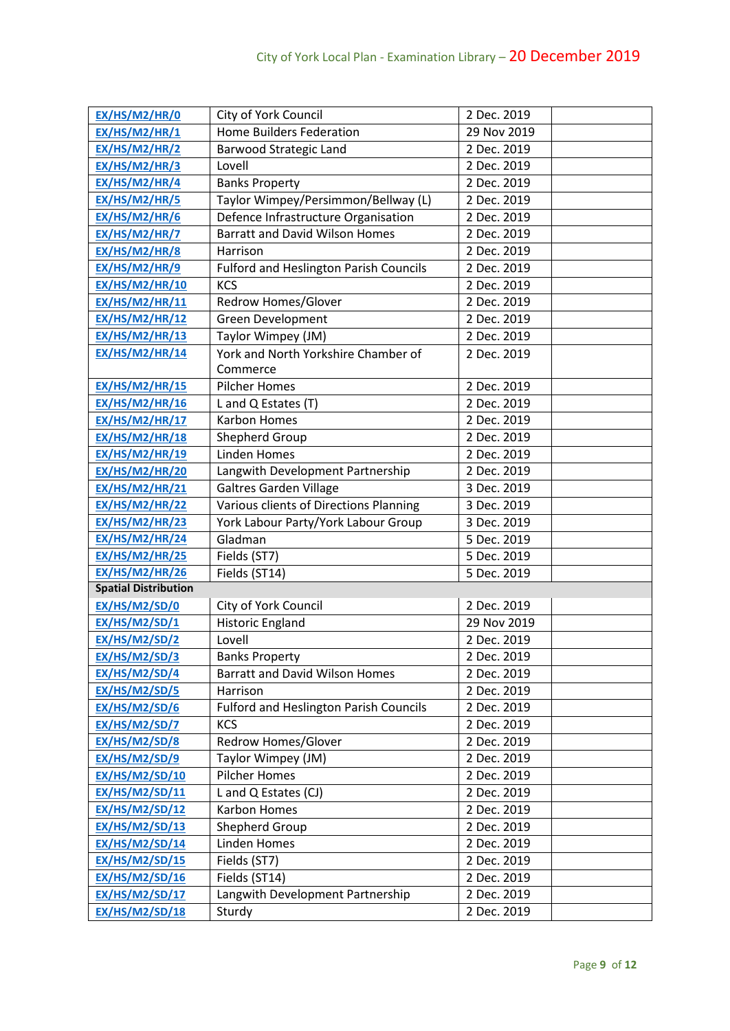| | | | |
|---|---|---|---|
| EX/HS/M2/HR/0 | City of York Council | 2 Dec. 2019 | |
| EX/HS/M2/HR/1 | Home Builders Federation | 29 Nov 2019 | |
| EX/HS/M2/HR/2 | Barwood Strategic Land | 2 Dec. 2019 | |
| EX/HS/M2/HR/3 | Lovell | 2 Dec. 2019 | |
| EX/HS/M2/HR/4 | Banks Property | 2 Dec. 2019 | |
| EX/HS/M2/HR/5 | Taylor Wimpey/Persimmon/Bellway (L) | 2 Dec. 2019 | |
| EX/HS/M2/HR/6 | Defence Infrastructure Organisation | 2 Dec. 2019 | |
| EX/HS/M2/HR/7 | Barratt and David Wilson Homes | 2 Dec. 2019 | |
| EX/HS/M2/HR/8 | Harrison | 2 Dec. 2019 | |
| EX/HS/M2/HR/9 | Fulford and Heslington Parish Councils | 2 Dec. 2019 | |
| EX/HS/M2/HR/10 | KCS | 2 Dec. 2019 | |
| EX/HS/M2/HR/11 | Redrow Homes/Glover | 2 Dec. 2019 | |
| EX/HS/M2/HR/12 | Green Development | 2 Dec. 2019 | |
| EX/HS/M2/HR/13 | Taylor Wimpey (JM) | 2 Dec. 2019 | |
| EX/HS/M2/HR/14 | York and North Yorkshire Chamber of Commerce | 2 Dec. 2019 | |
| EX/HS/M2/HR/15 | Pilcher Homes | 2 Dec. 2019 | |
| EX/HS/M2/HR/16 | L and Q Estates (T) | 2 Dec. 2019 | |
| EX/HS/M2/HR/17 | Karbon Homes | 2 Dec. 2019 | |
| EX/HS/M2/HR/18 | Shepherd Group | 2 Dec. 2019 | |
| EX/HS/M2/HR/19 | Linden Homes | 2 Dec. 2019 | |
| EX/HS/M2/HR/20 | Langwith Development Partnership | 2 Dec. 2019 | |
| EX/HS/M2/HR/21 | Galtres Garden Village | 3 Dec. 2019 | |
| EX/HS/M2/HR/22 | Various clients of Directions Planning | 3 Dec. 2019 | |
| EX/HS/M2/HR/23 | York Labour Party/York Labour Group | 3 Dec. 2019 | |
| EX/HS/M2/HR/24 | Gladman | 5 Dec. 2019 | |
| EX/HS/M2/HR/25 | Fields (ST7) | 5 Dec. 2019 | |
| EX/HS/M2/HR/26 | Fields (ST14) | 5 Dec. 2019 | |
| **Spatial Distribution** | | | |
| EX/HS/M2/SD/0 | City of York Council | 2 Dec. 2019 | |
| EX/HS/M2/SD/1 | Historic England | 29 Nov 2019 | |
| EX/HS/M2/SD/2 | Lovell | 2 Dec. 2019 | |
| EX/HS/M2/SD/3 | Banks Property | 2 Dec. 2019 | |
| EX/HS/M2/SD/4 | Barratt and David Wilson Homes | 2 Dec. 2019 | |
| EX/HS/M2/SD/5 | Harrison | 2 Dec. 2019 | |
| EX/HS/M2/SD/6 | Fulford and Heslington Parish Councils | 2 Dec. 2019 | |
| EX/HS/M2/SD/7 | KCS | 2 Dec. 2019 | |
| EX/HS/M2/SD/8 | Redrow Homes/Glover | 2 Dec. 2019 | |
| EX/HS/M2/SD/9 | Taylor Wimpey (JM) | 2 Dec. 2019 | |
| EX/HS/M2/SD/10 | Pilcher Homes | 2 Dec. 2019 | |
| EX/HS/M2/SD/11 | L and Q Estates (CJ) | 2 Dec. 2019 | |
| EX/HS/M2/SD/12 | Karbon Homes | 2 Dec. 2019 | |
| EX/HS/M2/SD/13 | Shepherd Group | 2 Dec. 2019 | |
| EX/HS/M2/SD/14 | Linden Homes | 2 Dec. 2019 | |
| EX/HS/M2/SD/15 | Fields (ST7) | 2 Dec. 2019 | |
| EX/HS/M2/SD/16 | Fields (ST14) | 2 Dec. 2019 | |
| EX/HS/M2/SD/17 | Langwith Development Partnership | 2 Dec. 2019 | |
| EX/HS/M2/SD/18 | Sturdy | 2 Dec. 2019 | |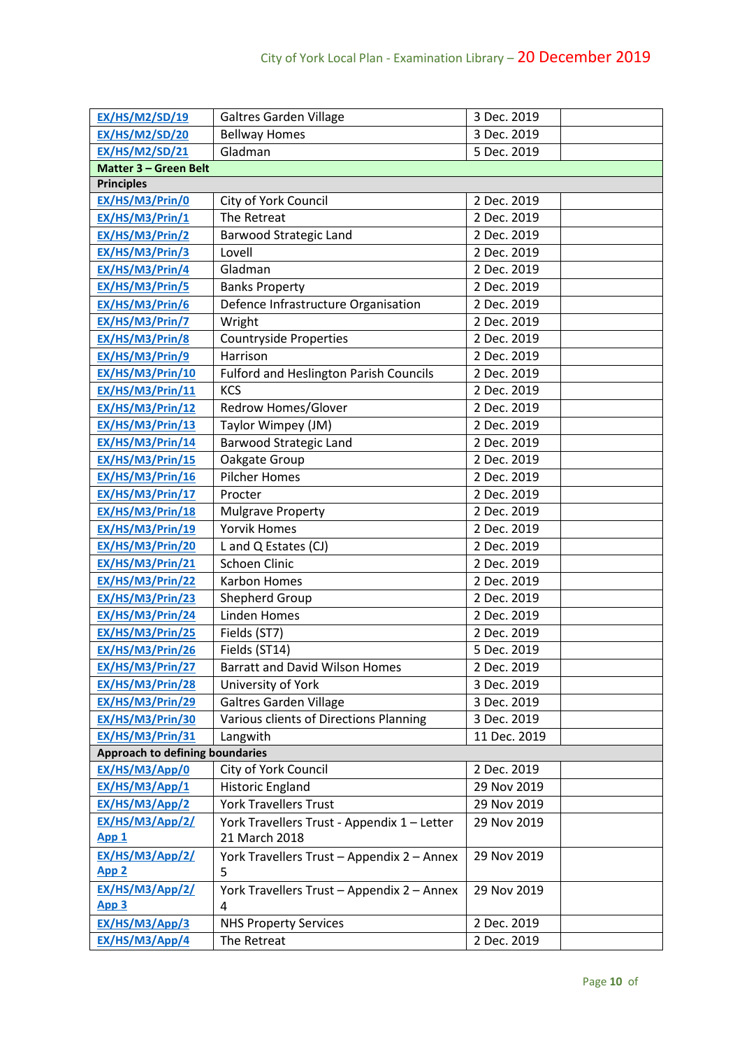| EX/HS/M2/SD/19 | Galtres Garden Village | 3 Dec. 2019 | |
|---|---|---|---|
| EX/HS/M2/SD/20 | Bellway Homes | 3 Dec. 2019 | |
| EX/HS/M2/SD/21 | Gladman | 5 Dec. 2019 | |
| **Matter 3 – Green Belt** | | | |
| **Principles** | | | |
| EX/HS/M3/Prin/0 | City of York Council | 2 Dec. 2019 | |
| EX/HS/M3/Prin/1 | The Retreat | 2 Dec. 2019 | |
| EX/HS/M3/Prin/2 | Barwood Strategic Land | 2 Dec. 2019 | |
| EX/HS/M3/Prin/3 | Lovell | 2 Dec. 2019 | |
| EX/HS/M3/Prin/4 | Gladman | 2 Dec. 2019 | |
| EX/HS/M3/Prin/5 | Banks Property | 2 Dec. 2019 | |
| EX/HS/M3/Prin/6 | Defence Infrastructure Organisation | 2 Dec. 2019 | |
| EX/HS/M3/Prin/7 | Wright | 2 Dec. 2019 | |
| EX/HS/M3/Prin/8 | Countryside Properties | 2 Dec. 2019 | |
| EX/HS/M3/Prin/9 | Harrison | 2 Dec. 2019 | |
| EX/HS/M3/Prin/10 | Fulford and Heslington Parish Councils | 2 Dec. 2019 | |
| EX/HS/M3/Prin/11 | KCS | 2 Dec. 2019 | |
| EX/HS/M3/Prin/12 | Redrow Homes/Glover | 2 Dec. 2019 | |
| EX/HS/M3/Prin/13 | Taylor Wimpey (JM) | 2 Dec. 2019 | |
| EX/HS/M3/Prin/14 | Barwood Strategic Land | 2 Dec. 2019 | |
| EX/HS/M3/Prin/15 | Oakgate Group | 2 Dec. 2019 | |
| EX/HS/M3/Prin/16 | Pilcher Homes | 2 Dec. 2019 | |
| EX/HS/M3/Prin/17 | Procter | 2 Dec. 2019 | |
| EX/HS/M3/Prin/18 | Mulgrave Property | 2 Dec. 2019 | |
| EX/HS/M3/Prin/19 | Yorvik Homes | 2 Dec. 2019 | |
| EX/HS/M3/Prin/20 | L and Q Estates (CJ) | 2 Dec. 2019 | |
| EX/HS/M3/Prin/21 | Schoen Clinic | 2 Dec. 2019 | |
| EX/HS/M3/Prin/22 | Karbon Homes | 2 Dec. 2019 | |
| EX/HS/M3/Prin/23 | Shepherd Group | 2 Dec. 2019 | |
| EX/HS/M3/Prin/24 | Linden Homes | 2 Dec. 2019 | |
| EX/HS/M3/Prin/25 | Fields (ST7) | 2 Dec. 2019 | |
| EX/HS/M3/Prin/26 | Fields (ST14) | 5 Dec. 2019 | |
| EX/HS/M3/Prin/27 | Barratt and David Wilson Homes | 2 Dec. 2019 | |
| EX/HS/M3/Prin/28 | University of York | 3 Dec. 2019 | |
| EX/HS/M3/Prin/29 | Galtres Garden Village | 3 Dec. 2019 | |
| EX/HS/M3/Prin/30 | Various clients of Directions Planning | 3 Dec. 2019 | |
| EX/HS/M3/Prin/31 | Langwith | 11 Dec. 2019 | |
| **Approach to defining boundaries** | | | |
| EX/HS/M3/App/0 | City of York Council | 2 Dec. 2019 | |
| EX/HS/M3/App/1 | Historic England | 29 Nov 2019 | |
| EX/HS/M3/App/2 | York Travellers Trust | 29 Nov 2019 | |
| EX/HS/M3/App/2/App 1 | York Travellers Trust - Appendix 1 – Letter 21 March 2018 | 29 Nov 2019 | |
| EX/HS/M3/App/2/App 2 | York Travellers Trust – Appendix 2 – Annex 5 | 29 Nov 2019 | |
| EX/HS/M3/App/2/App 3 | York Travellers Trust – Appendix 2 – Annex 4 | 29 Nov 2019 | |
| EX/HS/M3/App/3 | NHS Property Services | 2 Dec. 2019 | |
| EX/HS/M3/App/4 | The Retreat | 2 Dec. 2019 | |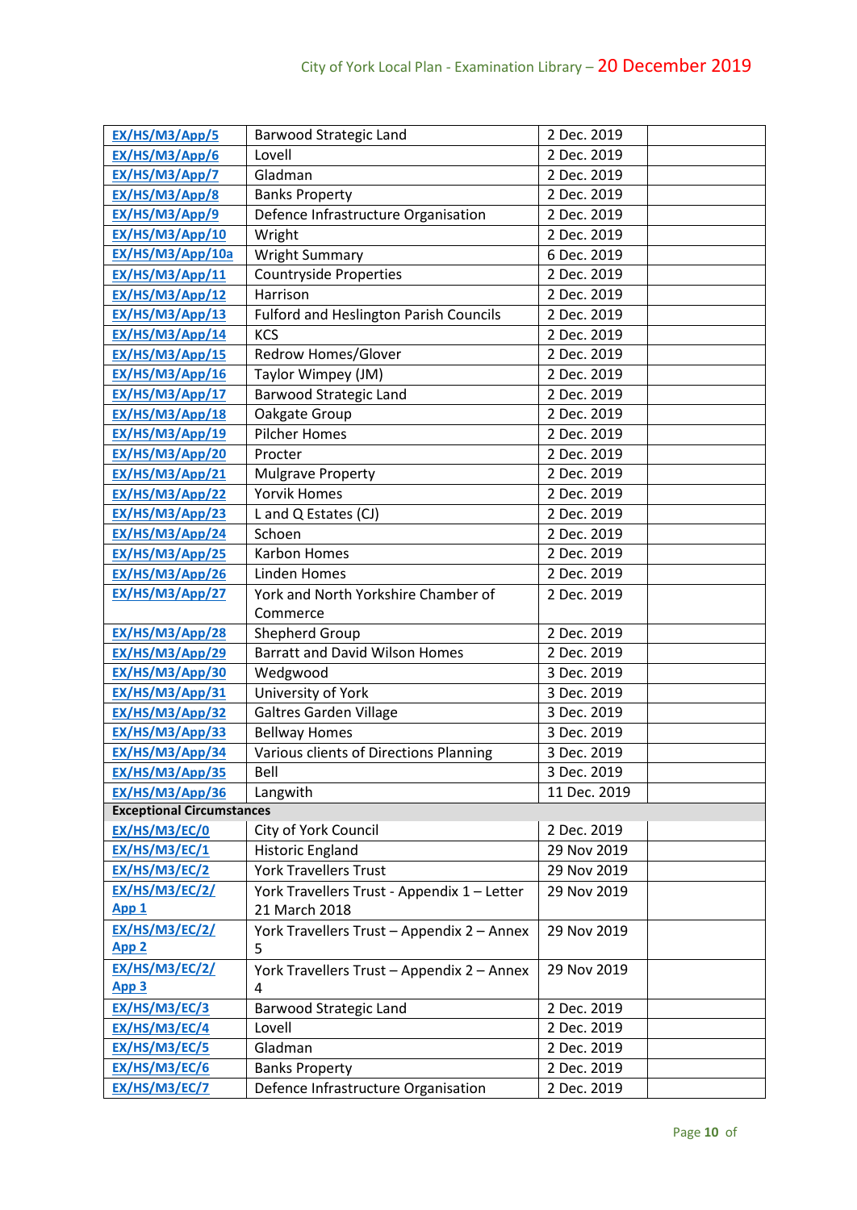| | | | |
|---|---|---|---|
| EX/HS/M3/App/5 | Barwood Strategic Land | 2 Dec. 2019 | |
| EX/HS/M3/App/6 | Lovell | 2 Dec. 2019 | |
| EX/HS/M3/App/7 | Gladman | 2 Dec. 2019 | |
| EX/HS/M3/App/8 | Banks Property | 2 Dec. 2019 | |
| EX/HS/M3/App/9 | Defence Infrastructure Organisation | 2 Dec. 2019 | |
| EX/HS/M3/App/10 | Wright | 2 Dec. 2019 | |
| EX/HS/M3/App/10a | Wright Summary | 6 Dec. 2019 | |
| EX/HS/M3/App/11 | Countryside Properties | 2 Dec. 2019 | |
| EX/HS/M3/App/12 | Harrison | 2 Dec. 2019 | |
| EX/HS/M3/App/13 | Fulford and Heslington Parish Councils | 2 Dec. 2019 | |
| EX/HS/M3/App/14 | KCS | 2 Dec. 2019 | |
| EX/HS/M3/App/15 | Redrow Homes/Glover | 2 Dec. 2019 | |
| EX/HS/M3/App/16 | Taylor Wimpey (JM) | 2 Dec. 2019 | |
| EX/HS/M3/App/17 | Barwood Strategic Land | 2 Dec. 2019 | |
| EX/HS/M3/App/18 | Oakgate Group | 2 Dec. 2019 | |
| EX/HS/M3/App/19 | Pilcher Homes | 2 Dec. 2019 | |
| EX/HS/M3/App/20 | Procter | 2 Dec. 2019 | |
| EX/HS/M3/App/21 | Mulgrave Property | 2 Dec. 2019 | |
| EX/HS/M3/App/22 | Yorvik Homes | 2 Dec. 2019 | |
| EX/HS/M3/App/23 | L and Q Estates (CJ) | 2 Dec. 2019 | |
| EX/HS/M3/App/24 | Schoen | 2 Dec. 2019 | |
| EX/HS/M3/App/25 | Karbon Homes | 2 Dec. 2019 | |
| EX/HS/M3/App/26 | Linden Homes | 2 Dec. 2019 | |
| EX/HS/M3/App/27 | York and North Yorkshire Chamber of Commerce | 2 Dec. 2019 | |
| EX/HS/M3/App/28 | Shepherd Group | 2 Dec. 2019 | |
| EX/HS/M3/App/29 | Barratt and David Wilson Homes | 2 Dec. 2019 | |
| EX/HS/M3/App/30 | Wedgwood | 3 Dec. 2019 | |
| EX/HS/M3/App/31 | University of York | 3 Dec. 2019 | |
| EX/HS/M3/App/32 | Galtres Garden Village | 3 Dec. 2019 | |
| EX/HS/M3/App/33 | Bellway Homes | 3 Dec. 2019 | |
| EX/HS/M3/App/34 | Various clients of Directions Planning | 3 Dec. 2019 | |
| EX/HS/M3/App/35 | Bell | 3 Dec. 2019 | |
| EX/HS/M3/App/36 | Langwith | 11 Dec. 2019 | |
| **Exceptional Circumstances** | | | |
| EX/HS/M3/EC/0 | City of York Council | 2 Dec. 2019 | |
| EX/HS/M3/EC/1 | Historic England | 29 Nov 2019 | |
| EX/HS/M3/EC/2 | York Travellers Trust | 29 Nov 2019 | |
| EX/HS/M3/EC/2/ App 1 | York Travellers Trust - Appendix 1 – Letter 21 March 2018 | 29 Nov 2019 | |
| EX/HS/M3/EC/2/ App 2 | York Travellers Trust – Appendix 2 – Annex 5 | 29 Nov 2019 | |
| EX/HS/M3/EC/2/ App 3 | York Travellers Trust – Appendix 2 – Annex 4 | 29 Nov 2019 | |
| EX/HS/M3/EC/3 | Barwood Strategic Land | 2 Dec. 2019 | |
| EX/HS/M3/EC/4 | Lovell | 2 Dec. 2019 | |
| EX/HS/M3/EC/5 | Gladman | 2 Dec. 2019 | |
| EX/HS/M3/EC/6 | Banks Property | 2 Dec. 2019 | |
| EX/HS/M3/EC/7 | Defence Infrastructure Organisation | 2 Dec. 2019 | |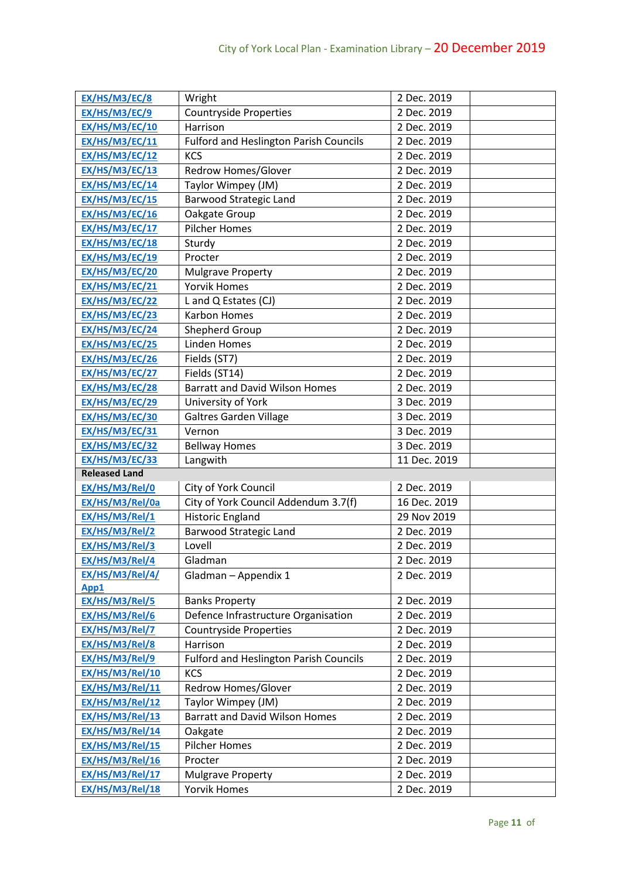| | | | |
|---|---|---|---|
| EX/HS/M3/EC/8 | Wright | 2 Dec. 2019 | |
| EX/HS/M3/EC/9 | Countryside Properties | 2 Dec. 2019 | |
| EX/HS/M3/EC/10 | Harrison | 2 Dec. 2019 | |
| EX/HS/M3/EC/11 | Fulford and Heslington Parish Councils | 2 Dec. 2019 | |
| EX/HS/M3/EC/12 | KCS | 2 Dec. 2019 | |
| EX/HS/M3/EC/13 | Redrow Homes/Glover | 2 Dec. 2019 | |
| EX/HS/M3/EC/14 | Taylor Wimpey (JM) | 2 Dec. 2019 | |
| EX/HS/M3/EC/15 | Barwood Strategic Land | 2 Dec. 2019 | |
| EX/HS/M3/EC/16 | Oakgate Group | 2 Dec. 2019 | |
| EX/HS/M3/EC/17 | Pilcher Homes | 2 Dec. 2019 | |
| EX/HS/M3/EC/18 | Sturdy | 2 Dec. 2019 | |
| EX/HS/M3/EC/19 | Procter | 2 Dec. 2019 | |
| EX/HS/M3/EC/20 | Mulgrave Property | 2 Dec. 2019 | |
| EX/HS/M3/EC/21 | Yorvik Homes | 2 Dec. 2019 | |
| EX/HS/M3/EC/22 | L and Q Estates (CJ) | 2 Dec. 2019 | |
| EX/HS/M3/EC/23 | Karbon Homes | 2 Dec. 2019 | |
| EX/HS/M3/EC/24 | Shepherd Group | 2 Dec. 2019 | |
| EX/HS/M3/EC/25 | Linden Homes | 2 Dec. 2019 | |
| EX/HS/M3/EC/26 | Fields (ST7) | 2 Dec. 2019 | |
| EX/HS/M3/EC/27 | Fields (ST14) | 2 Dec. 2019 | |
| EX/HS/M3/EC/28 | Barratt and David Wilson Homes | 2 Dec. 2019 | |
| EX/HS/M3/EC/29 | University of York | 3 Dec. 2019 | |
| EX/HS/M3/EC/30 | Galtres Garden Village | 3 Dec. 2019 | |
| EX/HS/M3/EC/31 | Vernon | 3 Dec. 2019 | |
| EX/HS/M3/EC/32 | Bellway Homes | 3 Dec. 2019 | |
| EX/HS/M3/EC/33 | Langwith | 11 Dec. 2019 | |
| **Released Land** | | | |
| EX/HS/M3/Rel/0 | City of York Council | 2 Dec. 2019 | |
| EX/HS/M3/Rel/0a | City of York Council Addendum 3.7(f) | 16 Dec. 2019 | |
| EX/HS/M3/Rel/1 | Historic England | 29 Nov 2019 | |
| EX/HS/M3/Rel/2 | Barwood Strategic Land | 2 Dec. 2019 | |
| EX/HS/M3/Rel/3 | Lovell | 2 Dec. 2019 | |
| EX/HS/M3/Rel/4 | Gladman | 2 Dec. 2019 | |
| EX/HS/M3/Rel/4/App1 | Gladman – Appendix 1 | 2 Dec. 2019 | |
| EX/HS/M3/Rel/5 | Banks Property | 2 Dec. 2019 | |
| EX/HS/M3/Rel/6 | Defence Infrastructure Organisation | 2 Dec. 2019 | |
| EX/HS/M3/Rel/7 | Countryside Properties | 2 Dec. 2019 | |
| EX/HS/M3/Rel/8 | Harrison | 2 Dec. 2019 | |
| EX/HS/M3/Rel/9 | Fulford and Heslington Parish Councils | 2 Dec. 2019 | |
| EX/HS/M3/Rel/10 | KCS | 2 Dec. 2019 | |
| EX/HS/M3/Rel/11 | Redrow Homes/Glover | 2 Dec. 2019 | |
| EX/HS/M3/Rel/12 | Taylor Wimpey (JM) | 2 Dec. 2019 | |
| EX/HS/M3/Rel/13 | Barratt and David Wilson Homes | 2 Dec. 2019 | |
| EX/HS/M3/Rel/14 | Oakgate | 2 Dec. 2019 | |
| EX/HS/M3/Rel/15 | Pilcher Homes | 2 Dec. 2019 | |
| EX/HS/M3/Rel/16 | Procter | 2 Dec. 2019 | |
| EX/HS/M3/Rel/17 | Mulgrave Property | 2 Dec. 2019 | |
| EX/HS/M3/Rel/18 | Yorvik Homes | 2 Dec. 2019 | |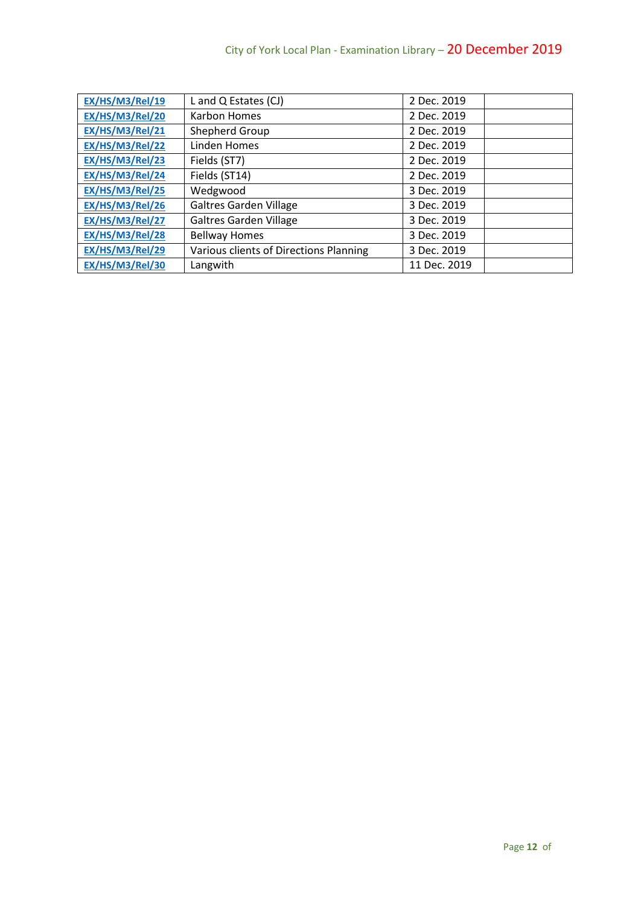| | | | |
|---|---|---|---|
| EX/HS/M3/Rel/19 | L and Q Estates (CJ) | 2 Dec. 2019 | |
| EX/HS/M3/Rel/20 | Karbon Homes | 2 Dec. 2019 | |
| EX/HS/M3/Rel/21 | Shepherd Group | 2 Dec. 2019 | |
| EX/HS/M3/Rel/22 | Linden Homes | 2 Dec. 2019 | |
| EX/HS/M3/Rel/23 | Fields (ST7) | 2 Dec. 2019 | |
| EX/HS/M3/Rel/24 | Fields (ST14) | 2 Dec. 2019 | |
| EX/HS/M3/Rel/25 | Wedgwood | 3 Dec. 2019 | |
| EX/HS/M3/Rel/26 | Galtres Garden Village | 3 Dec. 2019 | |
| EX/HS/M3/Rel/27 | Galtres Garden Village | 3 Dec. 2019 | |
| EX/HS/M3/Rel/28 | Bellway Homes | 3 Dec. 2019 | |
| EX/HS/M3/Rel/29 | Various clients of Directions Planning | 3 Dec. 2019 | |
| EX/HS/M3/Rel/30 | Langwith | 11 Dec. 2019 | |